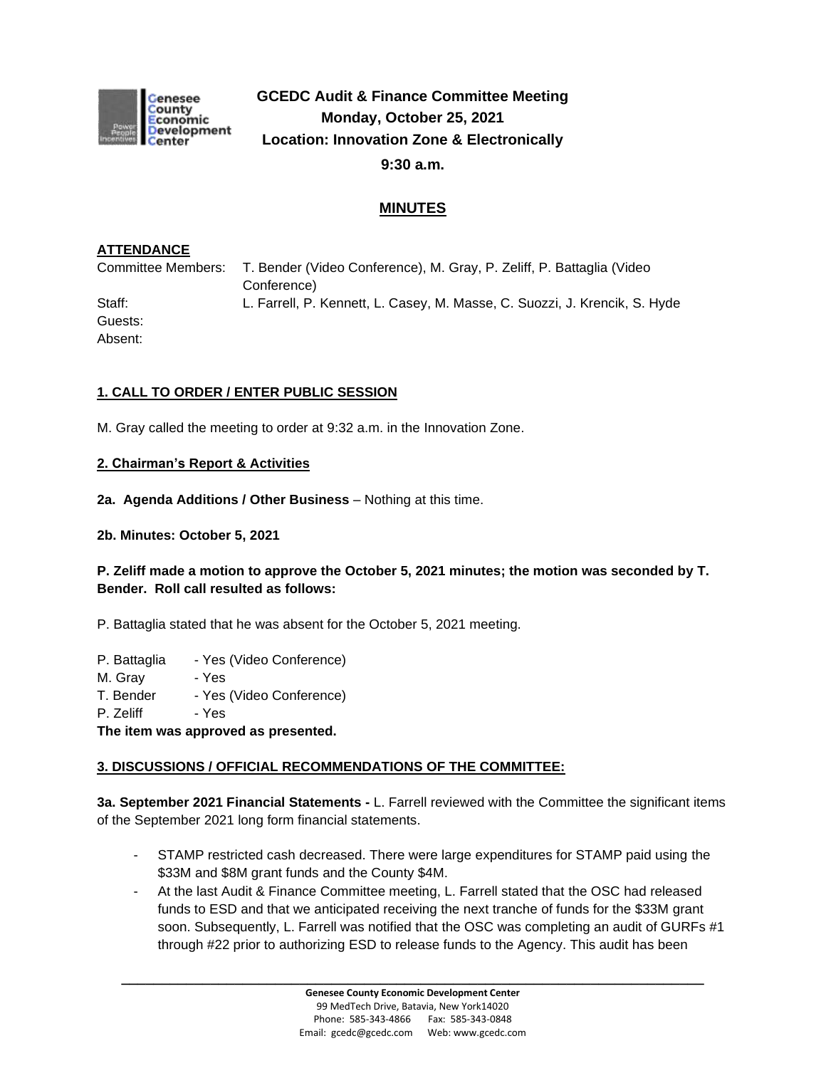# GCEDC Audit & Finance Committee Meeting
**Monday, October 25, 2021**
**Location: Innovation Zone & Electronically**
**9:30 a.m.**

## MINUTES

**ATTENDANCE**

Committee Members: T. Bender (Video Conference), M. Gray, P. Zeliff, P. Battaglia (Video Conference)
Staff: L. Farrell, P. Kennett, L. Casey, M. Masse, C. Suozzi, J. Krencik, S. Hyde
Guests:
Absent:

**1. CALL TO ORDER / ENTER PUBLIC SESSION**

M. Gray called the meeting to order at 9:32 a.m. in the Innovation Zone.

**2. Chairman's Report & Activities**

**2a. Agenda Additions / Other Business** – Nothing at this time.

**2b. Minutes: October 5, 2021**

**P. Zeliff made a motion to approve the October 5, 2021 minutes; the motion was seconded by T. Bender. Roll call resulted as follows:**

P. Battaglia stated that he was absent for the October 5, 2021 meeting.

P. Battaglia - Yes (Video Conference)
M. Gray - Yes
T. Bender - Yes (Video Conference)
P. Zeliff - Yes

**The item was approved as presented.**

**3. DISCUSSIONS / OFFICIAL RECOMMENDATIONS OF THE COMMITTEE:**

**3a. September 2021 Financial Statements -** L. Farrell reviewed with the Committee the significant items of the September 2021 long form financial statements.

- STAMP restricted cash decreased. There were large expenditures for STAMP paid using the $33M and $8M grant funds and the County $4M.
- At the last Audit & Finance Committee meeting, L. Farrell stated that the OSC had released funds to ESD and that we anticipated receiving the next tranche of funds for the $33M grant soon. Subsequently, L. Farrell was notified that the OSC was completing an audit of GURFs #1 through #22 prior to authorizing ESD to release funds to the Agency. This audit has been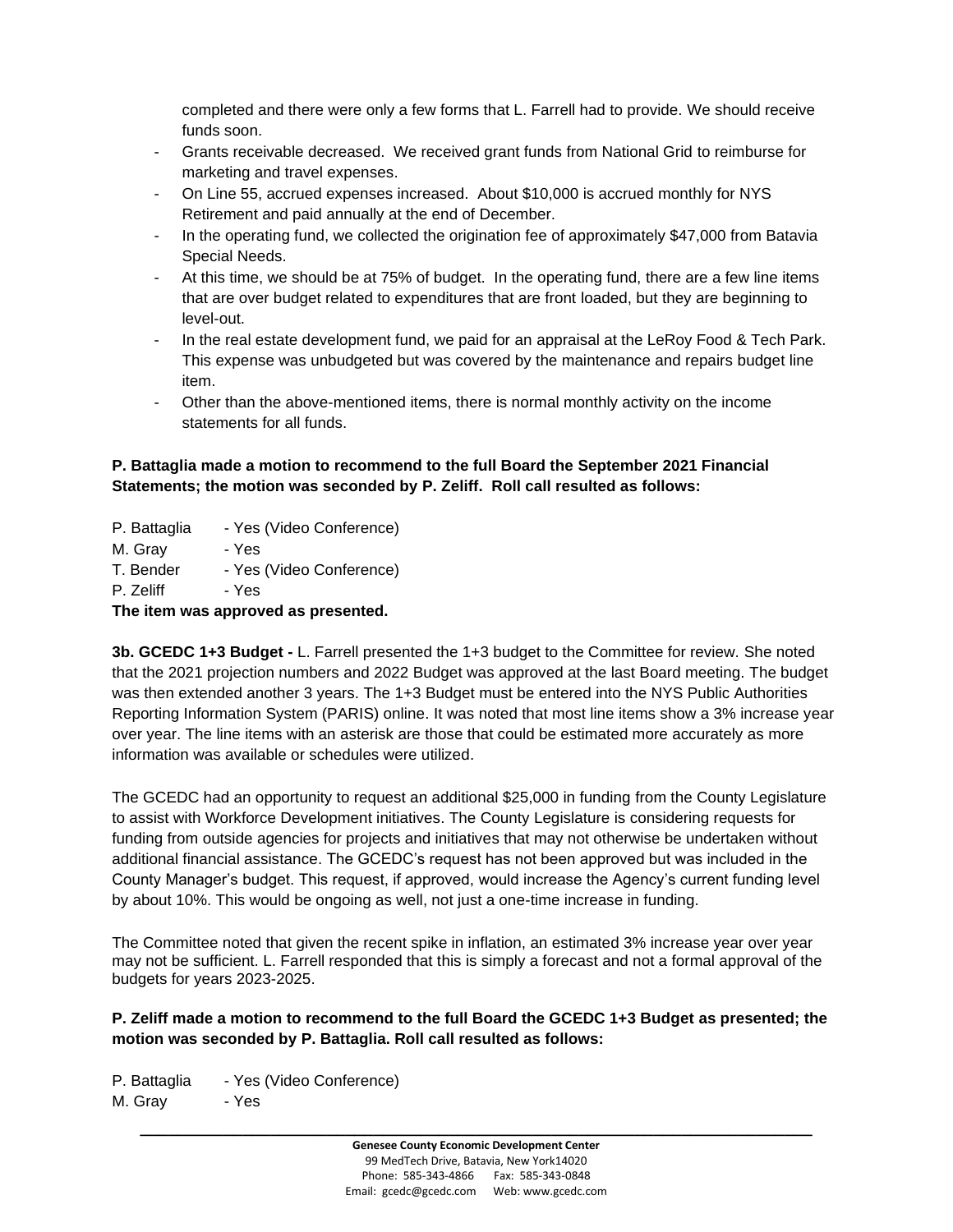completed and there were only a few forms that L. Farrell had to provide. We should receive funds soon.

- Grants receivable decreased. We received grant funds from National Grid to reimburse for marketing and travel expenses.
- On Line 55, accrued expenses increased. About $10,000 is accrued monthly for NYS Retirement and paid annually at the end of December.
- In the operating fund, we collected the origination fee of approximately $47,000 from Batavia Special Needs.
- At this time, we should be at 75% of budget. In the operating fund, there are a few line items that are over budget related to expenditures that are front loaded, but they are beginning to level-out.
- In the real estate development fund, we paid for an appraisal at the LeRoy Food & Tech Park. This expense was unbudgeted but was covered by the maintenance and repairs budget line item.
- Other than the above-mentioned items, there is normal monthly activity on the income statements for all funds.

**P. Battaglia made a motion to recommend to the full Board the September 2021 Financial Statements; the motion was seconded by P. Zeliff. Roll call resulted as follows:**

P. Battaglia - Yes (Video Conference)
M. Gray - Yes
T. Bender - Yes (Video Conference)
P. Zeliff - Yes

**The item was approved as presented.**

**3b. GCEDC 1+3 Budget -** L. Farrell presented the 1+3 budget to the Committee for review. She noted that the 2021 projection numbers and 2022 Budget was approved at the last Board meeting. The budget was then extended another 3 years. The 1+3 Budget must be entered into the NYS Public Authorities Reporting Information System (PARIS) online. It was noted that most line items show a 3% increase year over year. The line items with an asterisk are those that could be estimated more accurately as more information was available or schedules were utilized.

The GCEDC had an opportunity to request an additional $25,000 in funding from the County Legislature to assist with Workforce Development initiatives. The County Legislature is considering requests for funding from outside agencies for projects and initiatives that may not otherwise be undertaken without additional financial assistance. The GCEDC's request has not been approved but was included in the County Manager's budget. This request, if approved, would increase the Agency's current funding level by about 10%. This would be ongoing as well, not just a one-time increase in funding.

The Committee noted that given the recent spike in inflation, an estimated 3% increase year over year may not be sufficient. L. Farrell responded that this is simply a forecast and not a formal approval of the budgets for years 2023-2025.

**P. Zeliff made a motion to recommend to the full Board the GCEDC 1+3 Budget as presented; the motion was seconded by P. Battaglia. Roll call resulted as follows:**

P. Battaglia - Yes (Video Conference)
M. Gray - Yes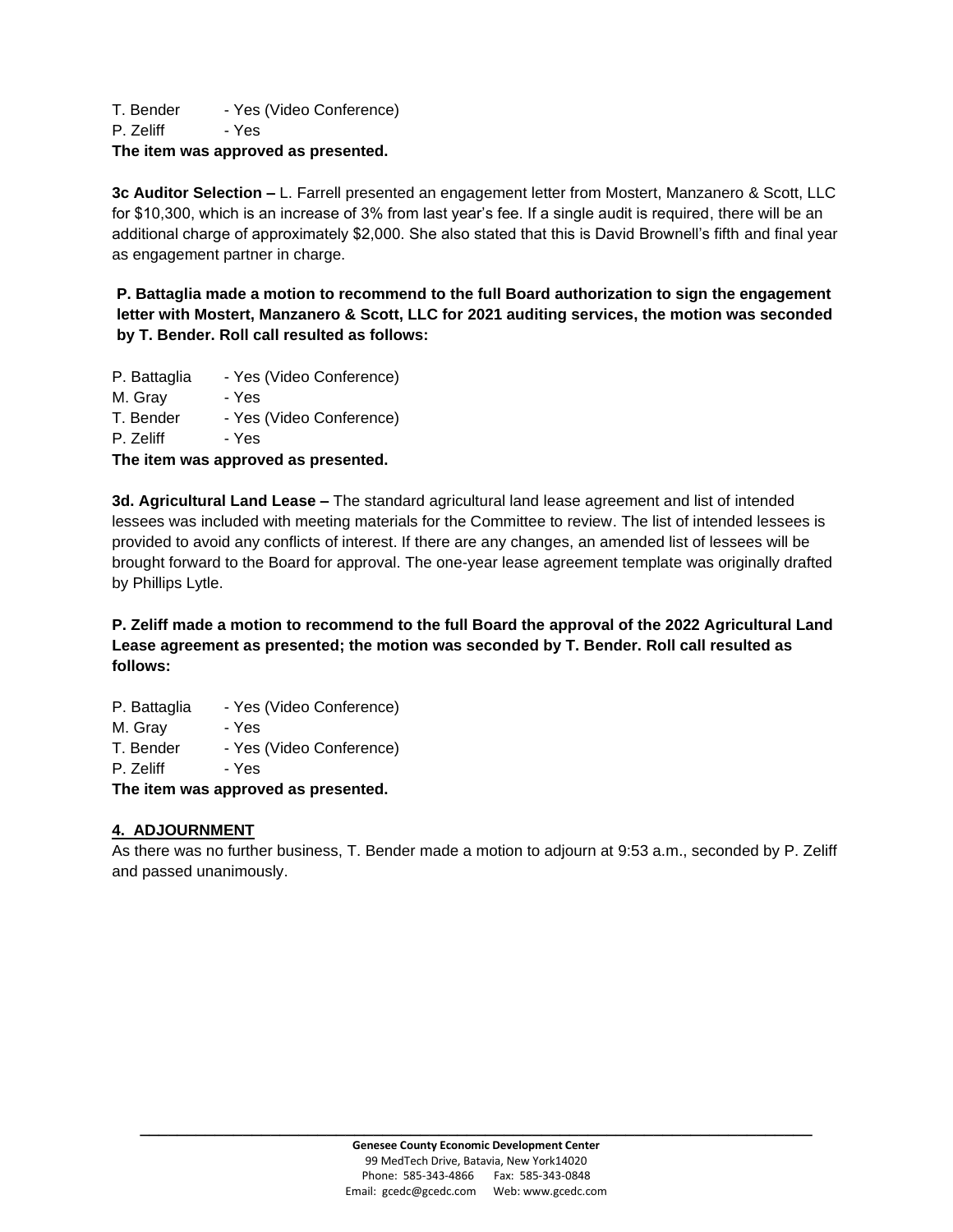T. Bender - Yes (Video Conference)
P. Zeliff - Yes
**The item was approved as presented.**

**3c Auditor Selection –** L. Farrell presented an engagement letter from Mostert, Manzanero & Scott, LLC for $10,300, which is an increase of 3% from last year's fee. If a single audit is required, there will be an additional charge of approximately $2,000. She also stated that this is David Brownell's fifth and final year as engagement partner in charge.

**P. Battaglia made a motion to recommend to the full Board authorization to sign the engagement letter with Mostert, Manzanero & Scott, LLC for 2021 auditing services, the motion was seconded by T. Bender. Roll call resulted as follows:**

P. Battaglia - Yes (Video Conference)
M. Gray - Yes
T. Bender - Yes (Video Conference)
P. Zeliff - Yes
**The item was approved as presented.**

**3d. Agricultural Land Lease –** The standard agricultural land lease agreement and list of intended lessees was included with meeting materials for the Committee to review. The list of intended lessees is provided to avoid any conflicts of interest. If there are any changes, an amended list of lessees will be brought forward to the Board for approval. The one-year lease agreement template was originally drafted by Phillips Lytle.

**P. Zeliff made a motion to recommend to the full Board the approval of the 2022 Agricultural Land Lease agreement as presented; the motion was seconded by T. Bender. Roll call resulted as follows:**

P. Battaglia - Yes (Video Conference)
M. Gray - Yes
T. Bender - Yes (Video Conference)
P. Zeliff - Yes
**The item was approved as presented.**

## 4. ADJOURNMENT

As there was no further business, T. Bender made a motion to adjourn at 9:53 a.m., seconded by P. Zeliff and passed unanimously.